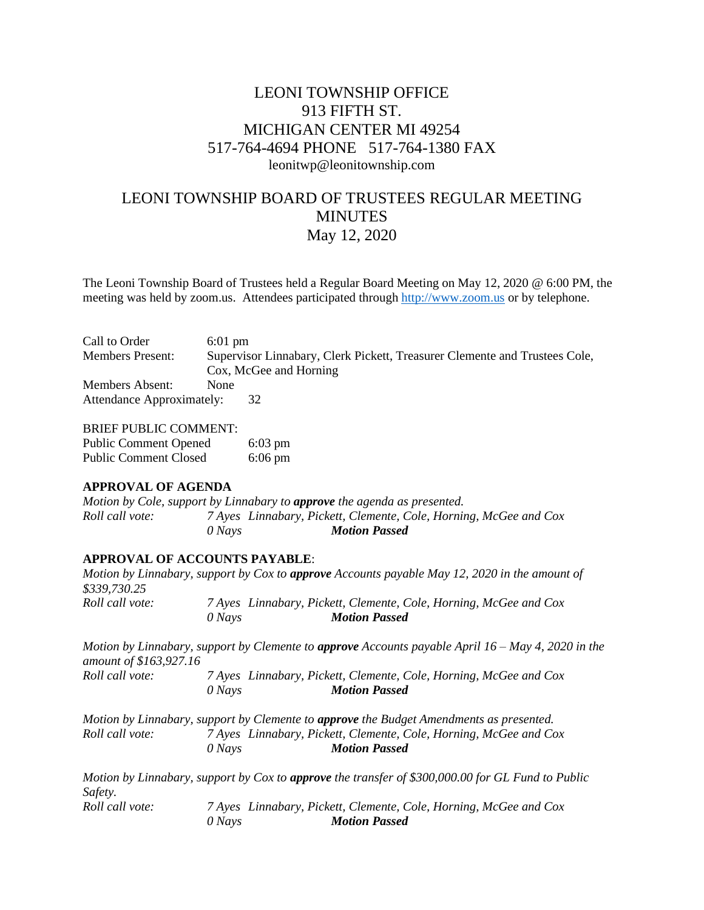# LEONI TOWNSHIP OFFICE
913 FIFTH ST.
MICHIGAN CENTER MI 49254
517-764-4694 PHONE 517-764-1380 FAX
leonitwp@leonitownship.com

## LEONI TOWNSHIP BOARD OF TRUSTEES REGULAR MEETING MINUTES
May 12, 2020

The Leoni Township Board of Trustees held a Regular Board Meeting on May 12, 2020 @ 6:00 PM, the meeting was held by zoom.us. Attendees participated through http://www.zoom.us or by telephone.

Call to Order 6:01 pm
Members Present: Supervisor Linnabary, Clerk Pickett, Treasurer Clemente and Trustees Cole, Cox, McGee and Horning
Members Absent: None
Attendance Approximately: 32

BRIEF PUBLIC COMMENT:
Public Comment Opened 6:03 pm
Public Comment Closed 6:06 pm

**APPROVAL OF AGENDA**

*Motion by Cole, support by Linnabary to **approve** the agenda as presented.*
*Roll call vote: 7 Ayes Linnabary, Pickett, Clemente, Cole, Horning, McGee and Cox*
*0 Nays **Motion Passed***

**APPROVAL OF ACCOUNTS PAYABLE**:

*Motion by Linnabary, support by Cox to **approve** Accounts payable May 12, 2020 in the amount of $339,730.25*
*Roll call vote: 7 Ayes Linnabary, Pickett, Clemente, Cole, Horning, McGee and Cox*
*0 Nays **Motion Passed***

*Motion by Linnabary, support by Clemente to **approve** Accounts payable April 16 – May 4, 2020 in the amount of $163,927.16*
*Roll call vote: 7 Ayes Linnabary, Pickett, Clemente, Cole, Horning, McGee and Cox*
*0 Nays **Motion Passed***

*Motion by Linnabary, support by Clemente to **approve** the Budget Amendments as presented.*
*Roll call vote: 7 Ayes Linnabary, Pickett, Clemente, Cole, Horning, McGee and Cox*
*0 Nays **Motion Passed***

*Motion by Linnabary, support by Cox to **approve** the transfer of $300,000.00 for GL Fund to Public Safety.*
*Roll call vote: 7 Ayes Linnabary, Pickett, Clemente, Cole, Horning, McGee and Cox*
*0 Nays **Motion Passed***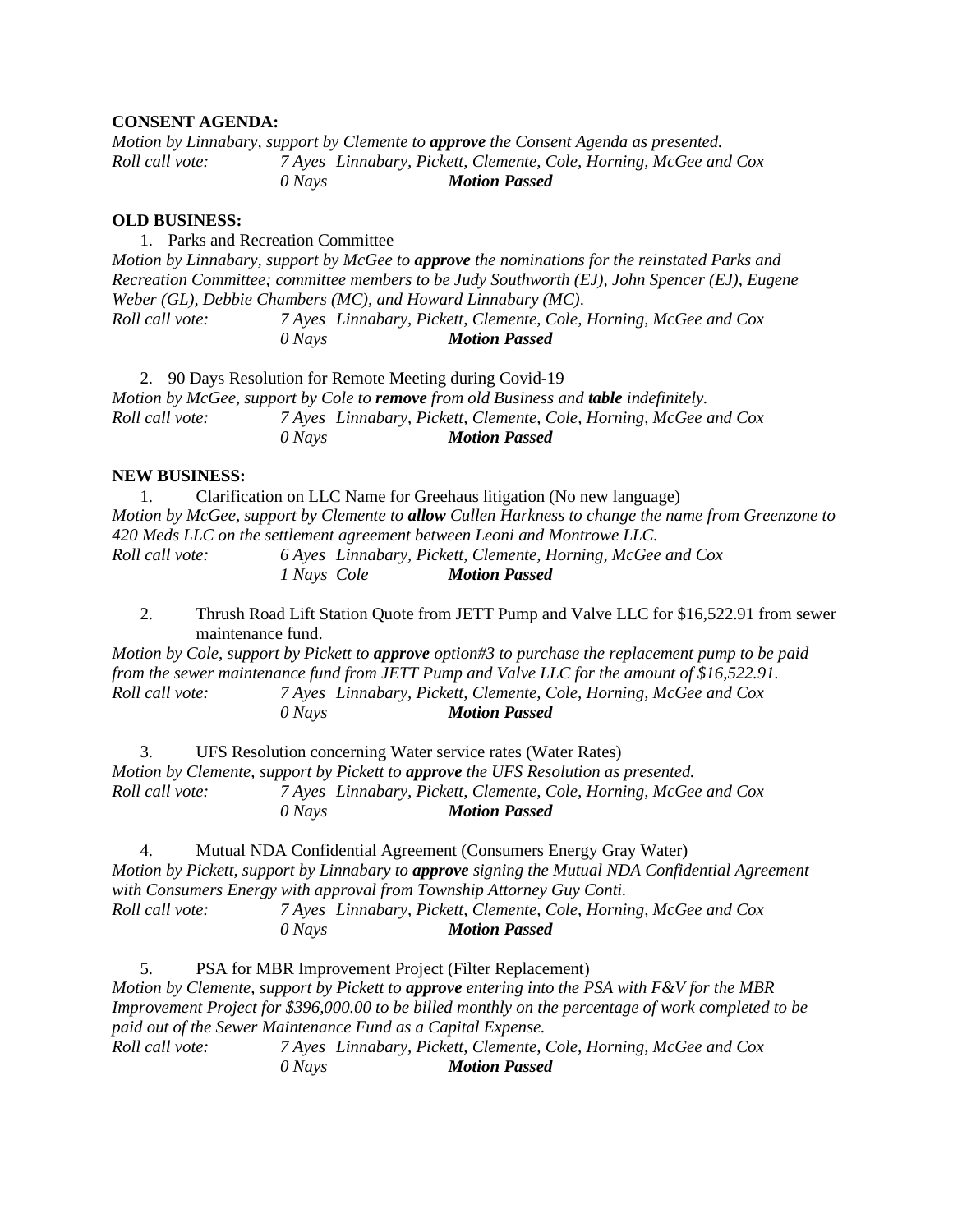**CONSENT AGENDA:**

*Motion by Linnabary, support by Clemente to* ***approve*** *the Consent Agenda as presented.*
*Roll call vote:* *7 Ayes Linnabary, Pickett, Clemente, Cole, Horning, McGee and Cox*
*0 Nays* ***Motion Passed***

**OLD BUSINESS:**

1. Parks and Recreation Committee

*Motion by Linnabary, support by McGee to* ***approve*** *the nominations for the reinstated Parks and Recreation Committee; committee members to be Judy Southworth (EJ), John Spencer (EJ), Eugene Weber (GL), Debbie Chambers (MC), and Howard Linnabary (MC).*
*Roll call vote:* *7 Ayes Linnabary, Pickett, Clemente, Cole, Horning, McGee and Cox*
*0 Nays* ***Motion Passed***

2. 90 Days Resolution for Remote Meeting during Covid-19

*Motion by McGee, support by Cole to* ***remove*** *from old Business and* ***table*** *indefinitely.*
*Roll call vote:* *7 Ayes Linnabary, Pickett, Clemente, Cole, Horning, McGee and Cox*
*0 Nays* ***Motion Passed***

**NEW BUSINESS:**

1. Clarification on LLC Name for Greehaus litigation (No new language)

*Motion by McGee, support by Clemente to* ***allow*** *Cullen Harkness to change the name from Greenzone to 420 Meds LLC on the settlement agreement between Leoni and Montrowe LLC.*
*Roll call vote:* *6 Ayes Linnabary, Pickett, Clemente, Horning, McGee and Cox*
*1 Nays Cole* ***Motion Passed***

2. Thrush Road Lift Station Quote from JETT Pump and Valve LLC for $16,522.91 from sewer maintenance fund.

*Motion by Cole, support by Pickett to* ***approve*** *option#3 to purchase the replacement pump to be paid from the sewer maintenance fund from JETT Pump and Valve LLC for the amount of $16,522.91.*
*Roll call vote:* *7 Ayes Linnabary, Pickett, Clemente, Cole, Horning, McGee and Cox*
*0 Nays* ***Motion Passed***

3. UFS Resolution concerning Water service rates (Water Rates)

*Motion by Clemente, support by Pickett to* ***approve*** *the UFS Resolution as presented.*
*Roll call vote:* *7 Ayes Linnabary, Pickett, Clemente, Cole, Horning, McGee and Cox*
*0 Nays* ***Motion Passed***

4. Mutual NDA Confidential Agreement (Consumers Energy Gray Water)

*Motion by Pickett, support by Linnabary to* ***approve*** *signing the Mutual NDA Confidential Agreement with Consumers Energy with approval from Township Attorney Guy Conti.*
*Roll call vote:* *7 Ayes Linnabary, Pickett, Clemente, Cole, Horning, McGee and Cox*
*0 Nays* ***Motion Passed***

5. PSA for MBR Improvement Project (Filter Replacement)

*Motion by Clemente, support by Pickett to* ***approve*** *entering into the PSA with F&V for the MBR Improvement Project for $396,000.00 to be billed monthly on the percentage of work completed to be paid out of the Sewer Maintenance Fund as a Capital Expense.*
*Roll call vote:* *7 Ayes Linnabary, Pickett, Clemente, Cole, Horning, McGee and Cox*
*0 Nays* ***Motion Passed***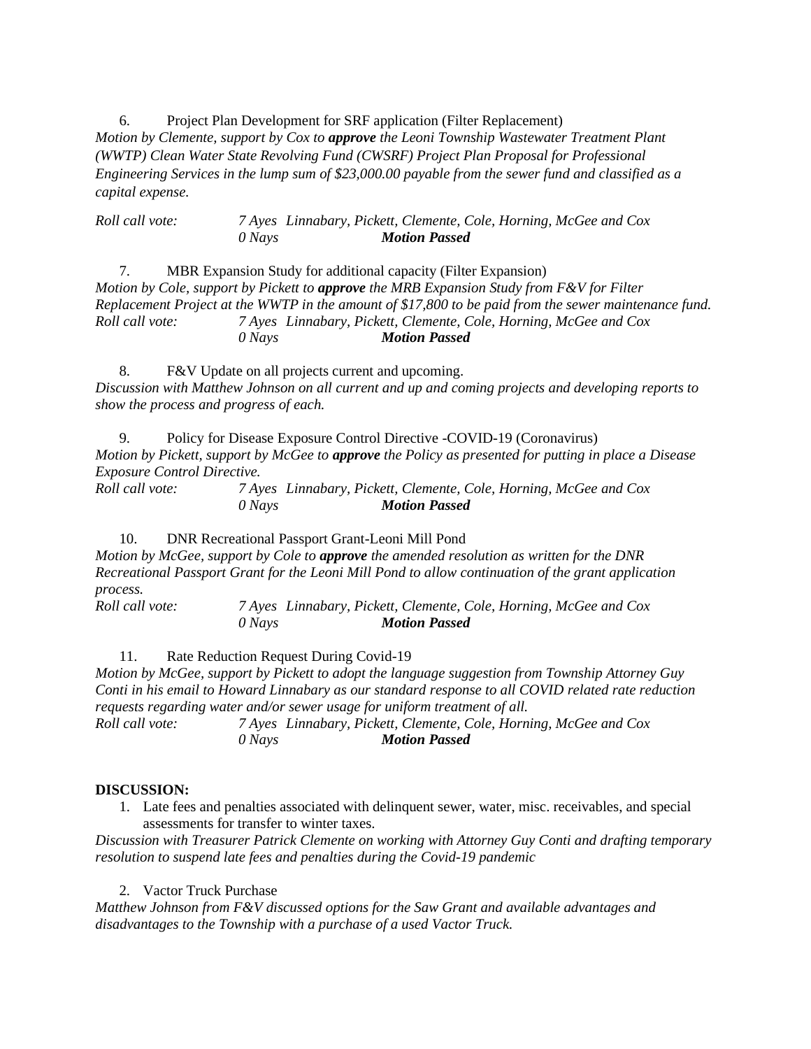6. Project Plan Development for SRF application (Filter Replacement)

*Motion by Clemente, support by Cox to* ***approve*** *the Leoni Township Wastewater Treatment Plant (WWTP) Clean Water State Revolving Fund (CWSRF) Project Plan Proposal for Professional Engineering Services in the lump sum of $23,000.00 payable from the sewer fund and classified as a capital expense.*

*Roll call vote:* *7 Ayes Linnabary, Pickett, Clemente, Cole, Horning, McGee and Cox*
*0 Nays* ***Motion Passed***

7. MBR Expansion Study for additional capacity (Filter Expansion)

*Motion by Cole, support by Pickett to* ***approve*** *the MRB Expansion Study from F&V for Filter Replacement Project at the WWTP in the amount of $17,800 to be paid from the sewer maintenance fund.*
*Roll call vote:* *7 Ayes Linnabary, Pickett, Clemente, Cole, Horning, McGee and Cox*
*0 Nays* ***Motion Passed***

8. F&V Update on all projects current and upcoming.

*Discussion with Matthew Johnson on all current and up and coming projects and developing reports to show the process and progress of each.*

9. Policy for Disease Exposure Control Directive -COVID-19 (Coronavirus)

*Motion by Pickett, support by McGee to* ***approve*** *the Policy as presented for putting in place a Disease Exposure Control Directive.*
*Roll call vote:* *7 Ayes Linnabary, Pickett, Clemente, Cole, Horning, McGee and Cox*
*0 Nays* ***Motion Passed***

10. DNR Recreational Passport Grant-Leoni Mill Pond

*Motion by McGee, support by Cole to* ***approve*** *the amended resolution as written for the DNR Recreational Passport Grant for the Leoni Mill Pond to allow continuation of the grant application process.*
*Roll call vote:* *7 Ayes Linnabary, Pickett, Clemente, Cole, Horning, McGee and Cox*
*0 Nays* ***Motion Passed***

11. Rate Reduction Request During Covid-19

*Motion by McGee, support by Pickett to adopt the language suggestion from Township Attorney Guy Conti in his email to Howard Linnabary as our standard response to all COVID related rate reduction requests regarding water and/or sewer usage for uniform treatment of all.*
*Roll call vote:* *7 Ayes Linnabary, Pickett, Clemente, Cole, Horning, McGee and Cox*
*0 Nays* ***Motion Passed***

**DISCUSSION:**

1. Late fees and penalties associated with delinquent sewer, water, misc. receivables, and special assessments for transfer to winter taxes.

*Discussion with Treasurer Patrick Clemente on working with Attorney Guy Conti and drafting temporary resolution to suspend late fees and penalties during the Covid-19 pandemic*

2. Vactor Truck Purchase

*Matthew Johnson from F&V discussed options for the Saw Grant and available advantages and disadvantages to the Township with a purchase of a used Vactor Truck.*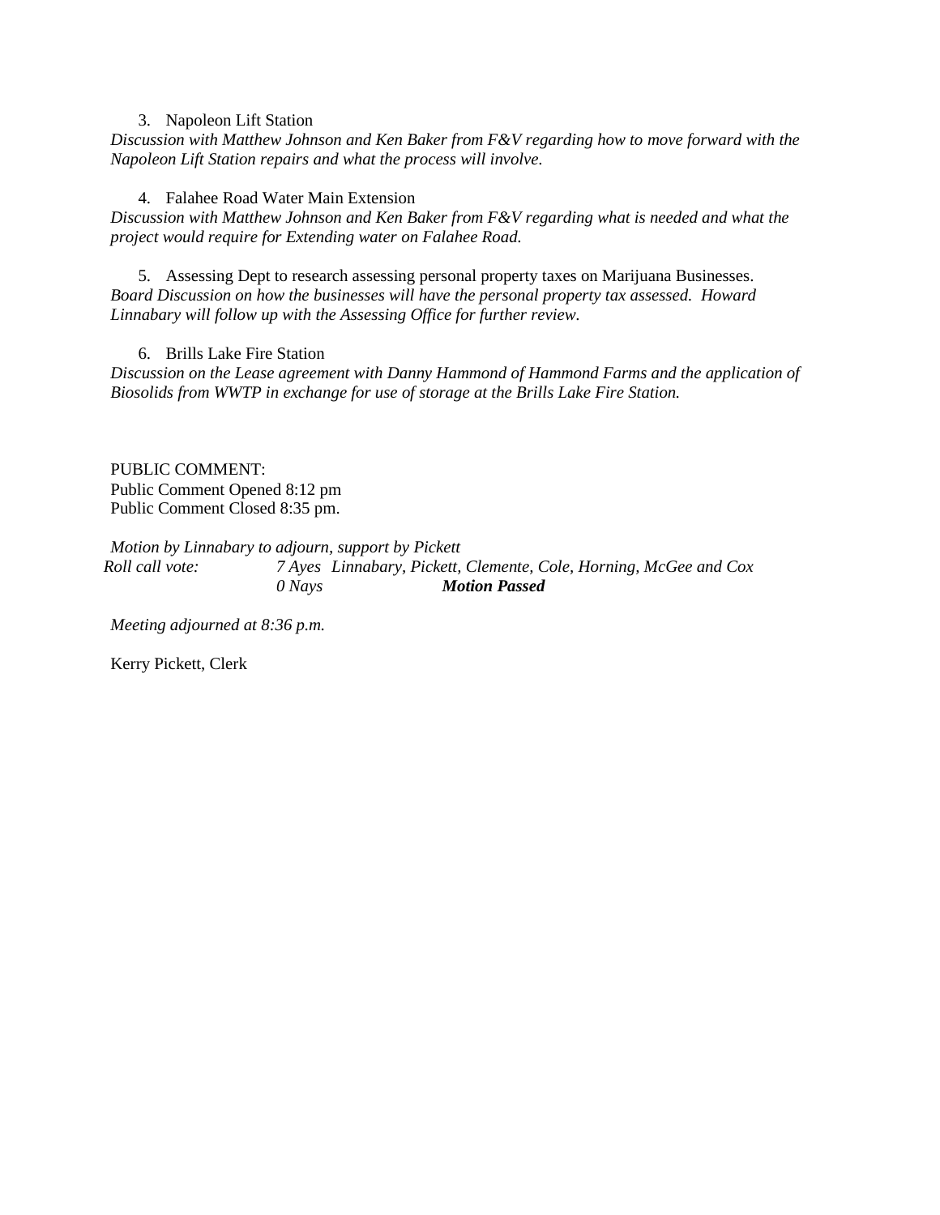3. Napoleon Lift Station

*Discussion with Matthew Johnson and Ken Baker from F&V regarding how to move forward with the Napoleon Lift Station repairs and what the process will involve.*

4. Falahee Road Water Main Extension

*Discussion with Matthew Johnson and Ken Baker from F&V regarding what is needed and what the project would require for Extending water on Falahee Road.*

5. Assessing Dept to research assessing personal property taxes on Marijuana Businesses.

*Board Discussion on how the businesses will have the personal property tax assessed. Howard Linnabary will follow up with the Assessing Office for further review.*

6. Brills Lake Fire Station

*Discussion on the Lease agreement with Danny Hammond of Hammond Farms and the application of Biosolids from WWTP in exchange for use of storage at the Brills Lake Fire Station.*

PUBLIC COMMENT:
Public Comment Opened 8:12 pm
Public Comment Closed 8:35 pm.

*Motion by Linnabary to adjourn, support by Pickett*

*Roll call vote:* *7 Ayes Linnabary, Pickett, Clemente, Cole, Horning, McGee and Cox*
*0 Nays* ***Motion Passed***

*Meeting adjourned at 8:36 p.m.*

Kerry Pickett, Clerk